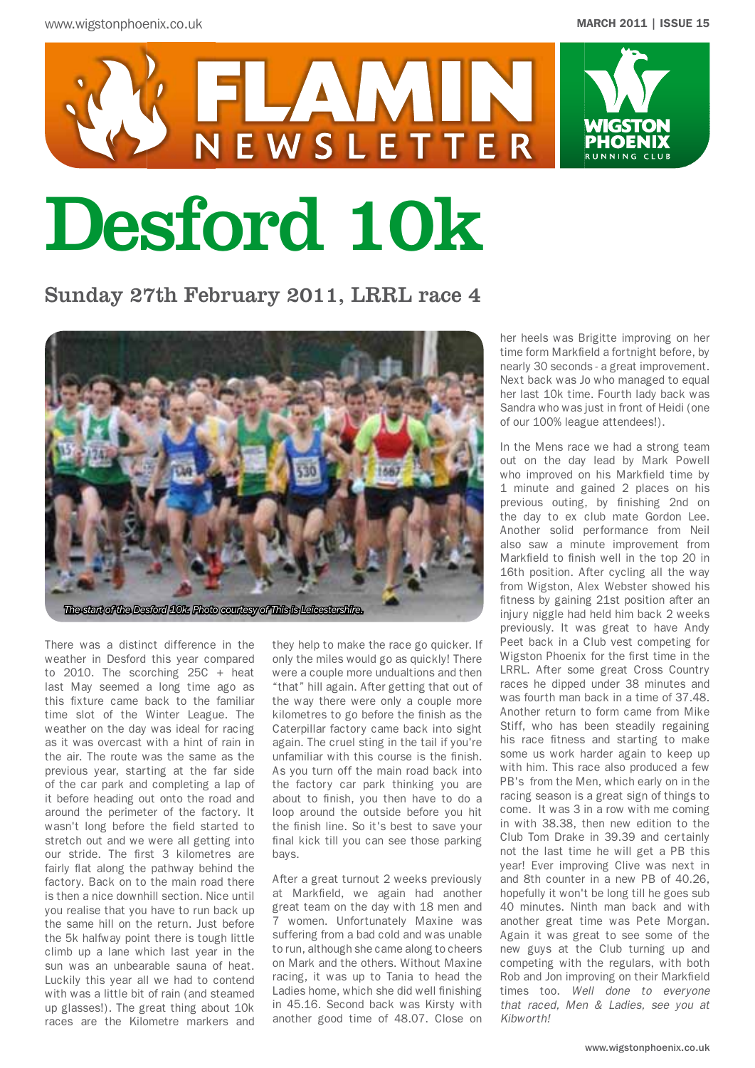# FLAMIN NEWSLETTER

# Desford 10k

## Sunday 27th February 2011, LRRL race 4

The start of the Desford 10k. Photo courtesy of This is Leicestershire.

There was a distinct difference in the weather in Desford this year compared to 2010. The scorching 25C + heat last May seemed a long time ago as this fixture came back to the familiar time slot of the Winter League. The weather on the day was ideal for racing as it was overcast with a hint of rain in the air. The route was the same as the previous year, starting at the far side of the car park and completing a lap of it before heading out onto the road and around the perimeter of the factory. It wasn't long before the field started to stretch out and we were all getting into our stride. The first 3 kilometres are fairly flat along the pathway behind the factory. Back on to the main road there is then a nice downhill section. Nice until you realise that you have to run back up the same hill on the return. Just before the 5k halfway point there is tough little climb up a lane which last year in the sun was an unbearable sauna of heat. Luckily this year all we had to contend with was a little bit of rain (and steamed up glasses!). The great thing about 10k races are the Kilometre markers and they help to make the race go quicker. If only the miles would go as quickly! There were a couple more undualtions and then "that" hill again. After getting that out of the way there were only a couple more kilometres to go before the finish as the Caterpillar factory came back into sight again. The cruel sting in the tail if you're unfamiliar with this course is the finish. As you turn off the main road back into the factory car park thinking you are about to finish, you then have to do a loop around the outside before you hit the finish line. So it's best to save your final kick till you can see those parking bays.

After a great turnout 2 weeks previously at Markfield, we again had another great team on the day with 18 men and 7 women. Unfortunately Maxine was suffering from a bad cold and was unable to run, although she came along to cheers on Mark and the others. Without Maxine racing, it was up to Tania to head the Ladies home, which she did well finishing in 45.16. Second back was Kirsty with another good time of 48.07. Close on her heels was Brigitte improving on her time form Markfield a fortnight before, by nearly 30 seconds - a great improvement. Next back was Jo who managed to equal her last 10k time. Fourth lady back was Sandra who was just in front of Heidi (one of our 100% league attendees!).

In the Mens race we had a strong team out on the day lead by Mark Powell who improved on his Markfield time by 1 minute and gained 2 places on his previous outing, by finishing 2nd on the day to ex club mate Gordon Lee. Another solid performance from Neil also saw a minute improvement from Markfield to finish well in the top 20 in 16th position. After cycling all the way from Wigston, Alex Webster showed his fitness by gaining 21st position after an injury niggle had held him back 2 weeks previously. It was great to have Andy Peet back in a Club vest competing for Wigston Phoenix for the first time in the LRRL. After some great Cross Country races he dipped under 38 minutes and was fourth man back in a time of 37.48. Another return to form came from Mike Stiff, who has been steadily regaining his race fitness and starting to make some us work harder again to keep up with him. This race also produced a few PB's from the Men, which early on in the racing season is a great sign of things to come. It was 3 in a row with me coming in with 38.38, then new edition to the Club Tom Drake in 39.39 and certainly not the last time he will get a PB this year! Ever improving Clive was next in and 8th counter in a new PB of 40.26, hopefully it won't be long till he goes sub 40 minutes. Ninth man back and with another great time was Pete Morgan. Again it was great to see some of the new guys at the Club turning up and competing with the regulars, with both Rob and Jon improving on their Markfield times too. *Well done to everyone that raced, Men & Ladies, see you at Kibworth!*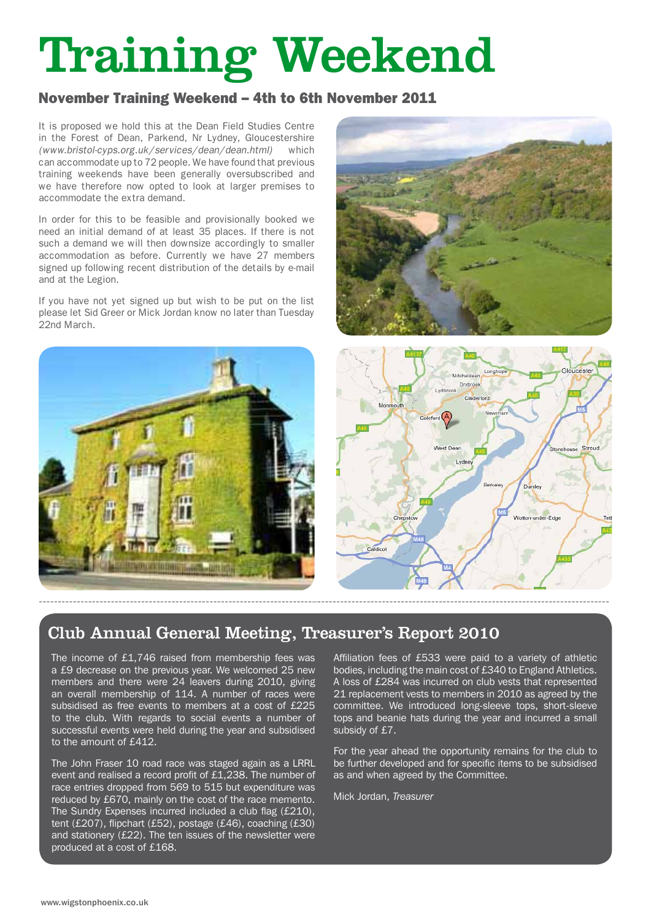# Training Weekend

## November Training Weekend – 4th to 6th November 2011

It is proposed we hold this at the Dean Field Studies Centre in the Forest of Dean, Parkend, Nr Lydney, Gloucestershire *(www.bristol-cyps.org.uk/services/dean/dean.html)* which can accommodate up to 72 people. We have found that previous training weekends have been generally oversubscribed and we have therefore now opted to look at larger premises to accommodate the extra demand.

In order for this to be feasible and provisionally booked we need an initial demand of at least 35 places. If there is not such a demand we will then downsize accordingly to smaller accommodation as before. Currently we have 27 members signed up following recent distribution of the details by e-mail and at the Legion.

If you have not yet signed up but wish to be put on the list please let Sid Greer or Mick Jordan know no later than Tuesday 22nd March.

## Club Annual General Meeting, Treasurer's Report 2010

The income of £1,746 raised from membership fees was a £9 decrease on the previous year. We welcomed 25 new members and there were 24 leavers during 2010, giving an overall membership of 114. A number of races were subsidised as free events to members at a cost of £225 to the club. With regards to social events a number of successful events were held during the year and subsidised to the amount of £412.

The John Fraser 10 road race was staged again as a LRRL event and realised a record profit of £1,238. The number of race entries dropped from 569 to 515 but expenditure was reduced by £670, mainly on the cost of the race memento. The Sundry Expenses incurred included a club flag (£210), tent (£207), flipchart (£52), postage (£46), coaching (£30) and stationery (£22). The ten issues of the newsletter were produced at a cost of £168.

Affiliation fees of £533 were paid to a variety of athletic bodies, including the main cost of £340 to England Athletics. A loss of £284 was incurred on club vests that represented 21 replacement vests to members in 2010 as agreed by the committee. We introduced long-sleeve tops, short-sleeve tops and beanie hats during the year and incurred a small subsidy of £7.

For the year ahead the opportunity remains for the club to be further developed and for specific items to be subsidised as and when agreed by the Committee.

Mick Jordan, *Treasurer*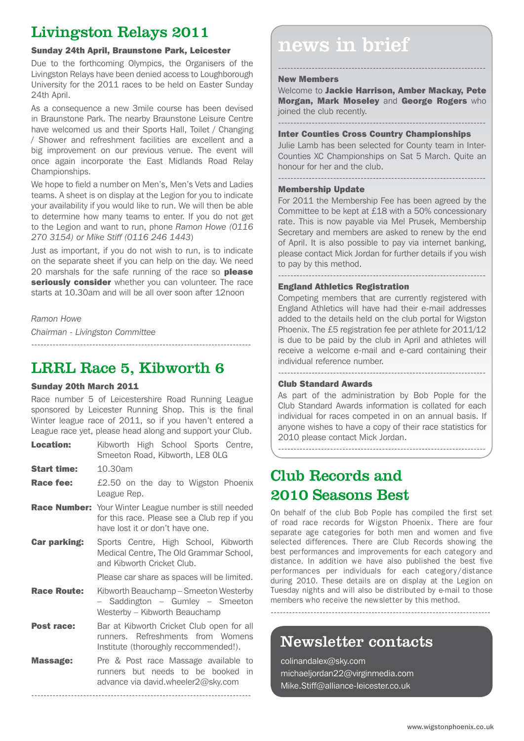# Livingston Relays 2011

**Sunday 24th April, Braunstone Park, Leicester**

Due to the forthcoming Olympics, the Organisers of the Livingston Relays have been denied access to Loughborough University for the 2011 races to be held on Easter Sunday 24th April.

As a consequence a new 3mile course has been devised in Braunstone Park. The nearby Braunstone Leisure Centre have welcomed us and their Sports Hall, Toilet / Changing / Shower and refreshment facilities are excellent and a big improvement on our previous venue. The event will once again incorporate the East Midlands Road Relay Championships.

We hope to field a number on Men's, Men's Vets and Ladies teams. A sheet is on display at the Legion for you to indicate your availability if you would like to run. We will then be able to determine how many teams to enter. If you do not get to the Legion and want to run, phone *Ramon Howe (0116 270 3154) or Mike Stiff (0116 246 1443*)

Just as important, if you do not wish to run, is to indicate on the separate sheet if you can help on the day. We need 20 marshals for the safe running of the race so **please seriously consider** whether you can volunteer. The race starts at 10.30am and will be all over soon after 12noon

*Ramon Howe*

*Chairman - Livingston Committee*

---

# LRRL Race 5, Kibworth 6

**Sunday 20th March 2011**

Race number 5 of Leicestershire Road Running League sponsored by Leicester Running Shop. This is the final Winter league race of 2011, so if you haven't entered a League race yet, please head along and support your Club.

**Location:** Kibworth High School Sports Centre, Smeeton Road, Kibworth, LE8 0LG

**Start time:** 10.30am

**Race fee:** £2.50 on the day to Wigston Phoenix League Rep.

**Race Number:** Your Winter League number is still needed for this race. Please see a Club rep if you have lost it or don't have one.

**Car parking:** Sports Centre, High School, Kibworth Medical Centre, The Old Grammar School, and Kibworth Cricket Club.

Please car share as spaces will be limited.

**Race Route:** Kibworth Beauchamp – Smeeton Westerby – Saddington – Gumley – Smeeton Westerby – Kibworth Beauchamp

**Post race:** Bar at Kibworth Cricket Club open for all runners. Refreshments from Womens Institute (thoroughly reccommended!).

**Massage:** Pre & Post race Massage available to runners but needs to be booked in advance via david.wheeler2@sky.com

---

# news in brief

### New Members

Welcome to **Jackie Harrison, Amber Mackay, Pete Morgan, Mark Moseley** and **George Rogers** who joined the club recently.

### Inter Counties Cross Country Championships

Julie Lamb has been selected for County team in Inter-Counties XC Championships on Sat 5 March. Quite an honour for her and the club.

### Membership Update

For 2011 the Membership Fee has been agreed by the Committee to be kept at £18 with a 50% concessionary rate. This is now payable via Mel Prusek, Membership Secretary and members are asked to renew by the end of April. It is also possible to pay via internet banking, please contact Mick Jordan for further details if you wish to pay by this method.

### England Athletics Registration

Competing members that are currently registered with England Athletics will have had their e-mail addresses added to the details held on the club portal for Wigston Phoenix. The £5 registration fee per athlete for 2011/12 is due to be paid by the club in April and athletes will receive a welcome e-mail and e-card containing their individual reference number.

### Club Standard Awards

As part of the administration by Bob Pople for the Club Standard Awards information is collated for each individual for races competed in on an annual basis. If anyone wishes to have a copy of their race statistics for 2010 please contact Mick Jordan.

---

# Club Records and 2010 Seasons Best

On behalf of the club Bob Pople has compiled the first set of road race records for Wigston Phoenix. There are four separate age categories for both men and women and five selected differences. There are Club Records showing the best performances and improvements for each category and distance. In addition we have also published the best five performances per individuals for each category/distance during 2010. These details are on display at the Legion on Tuesday nights and will also be distributed by e-mail to those members who receive the newsletter by this method.

---

# Newsletter contacts

colinandalex@sky.com
michaeljordan22@virginmedia.com
Mike.Stiff@alliance-leicester.co.uk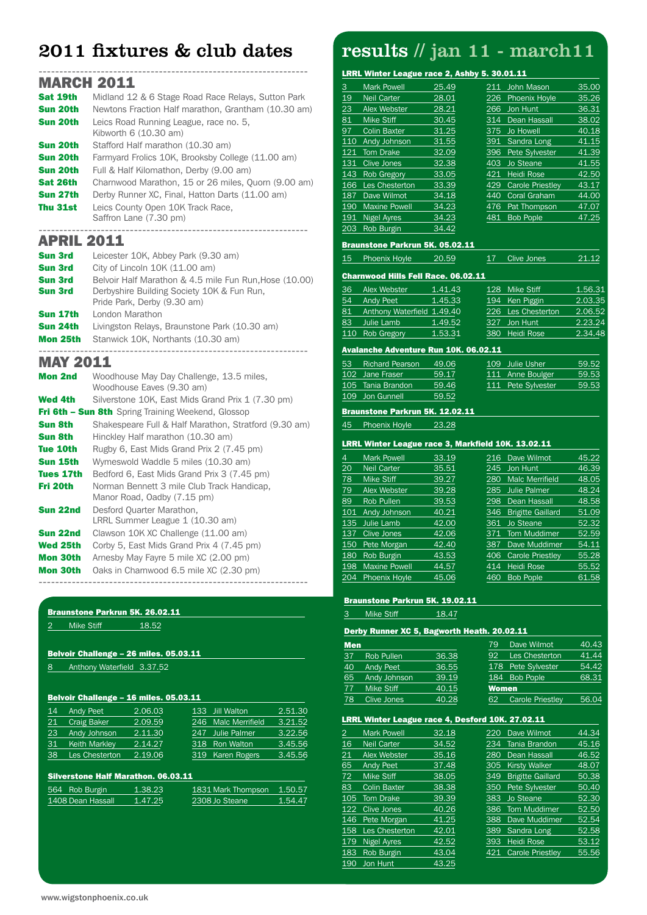# 2011 fixtures & club dates

## MARCH 2011

**Sat 19th** Midland 12 & 6 Stage Road Race Relays, Sutton Park
**Sun 20th** Newtons Fraction Half marathon, Grantham (10.30 am)
**Sun 20th** Leics Road Running League, race no. 5, Kibworth 6 (10.30 am)
**Sun 20th** Stafford Half marathon (10.30 am)
**Sun 20th** Farmyard Frolics 10K, Brooksby College (11.00 am)
**Sun 20th** Full & Half Kilomathon, Derby (9.00 am)
**Sat 26th** Charnwood Marathon, 15 or 26 miles, Quorn (9.00 am)
**Sun 27th** Derby Runner XC, Final, Hatton Darts (11.00 am)
**Thu 31st** Leics County Open 10K Track Race, Saffron Lane (7.30 pm)

## APRIL 2011

**Sun 3rd** Leicester 10K, Abbey Park (9.30 am)
**Sun 3rd** City of Lincoln 10K (11.00 am)
**Sun 3rd** Belvoir Half Marathon & 4.5 mile Fun Run,Hose (10.00)
**Sun 3rd** Derbyshire Building Society 10K & Fun Run, Pride Park, Derby (9.30 am)
**Sun 17th** London Marathon
**Sun 24th** Livingston Relays, Braunstone Park (10.30 am)
**Mon 25th** Stanwick 10K, Northants (10.30 am)

## MAY 2011

**Mon 2nd** Woodhouse May Day Challenge, 13.5 miles, Woodhouse Eaves (9.30 am)
**Wed 4th** Silverstone 10K, East Mids Grand Prix 1 (7.30 pm)
**Fri 6th – Sun 8th** Spring Training Weekend, Glossop
**Sun 8th** Shakespeare Full & Half Marathon, Stratford (9.30 am)
**Sun 8th** Hinckley Half marathon (10.30 am)
**Tue 10th** Rugby 6, East Mids Grand Prix 2 (7.45 pm)
**Sun 15th** Wymeswold Waddle 5 miles (10.30 am)
**Tues 17th** Bedford 6, East Mids Grand Prix 3 (7.45 pm)
**Fri 20th** Norman Bennett 3 mile Club Track Handicap, Manor Road, Oadby (7.15 pm)
**Sun 22nd** Desford Quarter Marathon, LRRL Summer League 1 (10.30 am)
**Sun 22nd** Clawson 10K XC Challenge (11.00 am)
**Wed 25th** Corby 5, East Mids Grand Prix 4 (7.45 pm)
**Mon 30th** Arnesby May Fayre 5 mile XC (2.00 pm)
**Mon 30th** Oaks in Charnwood 6.5 mile XC (2.30 pm)

# results // jan 11 - march11

### LRRL Winter League race 2, Ashby 5. 30.01.11

| | | | | | |
|---|---|---|---|---|---|
| 3 | Mark Powell | 25.49 | 211 | John Mason | 35.00 |
| 19 | Neil Carter | 28.01 | 226 | Phoenix Hoyle | 35.26 |
| 23 | Alex Webster | 28.21 | 266 | Jon Hunt | 36.31 |
| 81 | Mike Stiff | 30.45 | 314 | Dean Hassall | 38.02 |
| 97 | Colin Baxter | 31.25 | 375 | Jo Howell | 40.18 |
| 110 | Andy Johnson | 31.55 | 391 | Sandra Long | 41.15 |
| 121 | Tom Drake | 32.09 | 396 | Pete Sylvester | 41.39 |
| 131 | Clive Jones | 32.38 | 403 | Jo Steane | 41.55 |
| 143 | Rob Gregory | 33.05 | 421 | Heidi Rose | 42.50 |
| 166 | Les Chesterton | 33.39 | 429 | Carole Priestley | 43.17 |
| 187 | Dave Wilmot | 34.18 | 440 | Coral Graham | 44.00 |
| 190 | Maxine Powell | 34.23 | 476 | Pat Thompson | 47.07 |
| 191 | Nigel Ayres | 34.23 | 481 | Bob Pople | 47.25 |
| 203 | Rob Burgin | 34.42 | | | |

### Braunstone Parkrun 5K. 05.02.11

| | | | | | |
|---|---|---|---|---|---|
| 15 | Phoenix Hoyle | 20.59 | 17 | Clive Jones | 21.12 |

### Charnwood Hills Fell Race. 06.02.11

| | | | | | |
|---|---|---|---|---|---|
| 36 | Alex Webster | 1.41.43 | 128 | Mike Stiff | 1.56.31 |
| 54 | Andy Peet | 1.45.33 | 194 | Ken Piggin | 2.03.35 |
| 81 | Anthony Waterfield | 1.49.40 | 226 | Les Chesterton | 2.06.52 |
| 83 | Julie Lamb | 1.49.52 | 327 | Jon Hunt | 2.23.24 |
| 110 | Rob Gregory | 1.53.31 | 380 | Heidi Rose | 2.34.48 |

### Avalanche Adventure Run 10K. 06.02.11

| | | | | | |
|---|---|---|---|---|---|
| 53 | Richard Pearson | 49.06 | 109 | Julie Usher | 59.52 |
| 102 | Jane Fraser | 59.17 | 111 | Anne Boulger | 59.53 |
| 105 | Tania Brandon | 59.46 | 111 | Pete Sylvester | 59.53 |
| 109 | Jon Gunnell | 59.52 | | | |

### Braunstone Parkrun 5K. 12.02.11

| | | |
|---|---|---|
| 45 | Phoenix Hoyle | 23.28 |

### LRRL Winter League race 3, Markfield 10K. 13.02.11

| | | | | | |
|---|---|---|---|---|---|
| 4 | Mark Powell | 33.19 | 216 | Dave Wilmot | 45.22 |
| 20 | Neil Carter | 35.51 | 245 | Jon Hunt | 46.39 |
| 78 | Mike Stiff | 39.27 | 280 | Malc Merrifield | 48.05 |
| 79 | Alex Webster | 39.28 | 285 | Julie Palmer | 48.24 |
| 89 | Rob Pullen | 39.53 | 298 | Dean Hassall | 48.58 |
| 101 | Andy Johnson | 40.21 | 346 | Brigitte Gaillard | 51.09 |
| 135 | Julie Lamb | 42.00 | 361 | Jo Steane | 52.32 |
| 137 | Clive Jones | 42.06 | 371 | Tom Muddimer | 52.59 |
| 150 | Pete Morgan | 42.40 | 387 | Dave Muddimer | 54.11 |
| 180 | Rob Burgin | 43.53 | 406 | Carole Priestley | 55.28 |
| 198 | Maxine Powell | 44.57 | 414 | Heidi Rose | 55.52 |
| 204 | Phoenix Hoyle | 45.06 | 460 | Bob Pople | 61.58 |

### Braunstone Parkrun 5K. 19.02.11

| | | |
|---|---|---|
| 3 | Mike Stiff | 18.47 |

### Derby Runner XC 5, Bagworth Heath. 20.02.11

| Men | | | | | |
|---|---|---|---|---|---|
| 37 | Rob Pullen | 36.38 | 79 | Dave Wilmot | 40.43 |
| 40 | Andy Peet | 36.55 | 92 | Les Chesterton | 41.44 |
| 65 | Andy Johnson | 39.19 | 178 | Pete Sylvester | 54.42 |
| 77 | Mike Stiff | 40.15 | 184 | Bob Pople | 68.31 |
| 78 | Clive Jones | 40.28 | **Women** | | |
| | | | 62 | Carole Priestley | 56.04 |

### LRRL Winter League race 4, Desford 10K. 27.02.11

| | | | | | |
|---|---|---|---|---|---|
| 2 | Mark Powell | 32.18 | 220 | Dave Wilmot | 44.34 |
| 16 | Neil Carter | 34.52 | 234 | Tania Brandon | 45.16 |
| 21 | Alex Webster | 35.16 | 280 | Dean Hassall | 46.52 |
| 65 | Andy Peet | 37.48 | 305 | Kirsty Walker | 48.07 |
| 72 | Mike Stiff | 38.05 | 349 | Brigitte Gaillard | 50.38 |
| 83 | Colin Baxter | 38.38 | 350 | Pete Sylvester | 50.40 |
| 105 | Tom Drake | 39.39 | 383 | Jo Steane | 52.30 |
| 122 | Clive Jones | 40.26 | 386 | Tom Muddimer | 52.50 |
| 146 | Pete Morgan | 41.25 | 388 | Dave Muddimer | 52.54 |
| 158 | Les Chesterton | 42.01 | 389 | Sandra Long | 52.58 |
| 179 | Nigel Ayres | 42.52 | 393 | Heidi Rose | 53.12 |
| 183 | Rob Burgin | 43.04 | 421 | Carole Priestley | 55.56 |
| 190 | Jon Hunt | 43.25 | | | |

### Braunstone Parkrun 5K. 26.02.11

| | | |
|---|---|---|
| 2 | Mike Stiff | 18.52 |

### Belvoir Challenge – 26 miles. 05.03.11

| | | |
|---|---|---|
| 8 | Anthony Waterfield | 3.37.52 |

### Belvoir Challenge – 16 miles. 05.03.11

| | | | | | |
|---|---|---|---|---|---|
| 14 | Andy Peet | 2.06.03 | 133 | Jill Walton | 2.51.30 |
| 21 | Craig Baker | 2.09.59 | 246 | Malc Merrifield | 3.21.52 |
| 23 | Andy Johnson | 2.11.30 | 247 | Julie Palmer | 3.22.56 |
| 31 | Keith Markley | 2.14.27 | 318 | Ron Walton | 3.45.56 |
| 38 | Les Chesterton | 2.19.06 | 319 | Karen Rogers | 3.45.56 |

### Silverstone Half Marathon. 06.03.11

| | | | | | |
|---|---|---|---|---|---|
| 564 | Rob Burgin | 1.38.23 | 1831 | Mark Thompson | 1.50.57 |
| 1408 | Dean Hassall | 1.47.25 | 2308 | Jo Steane | 1.54.47 |

www.wigstonphoenix.co.uk